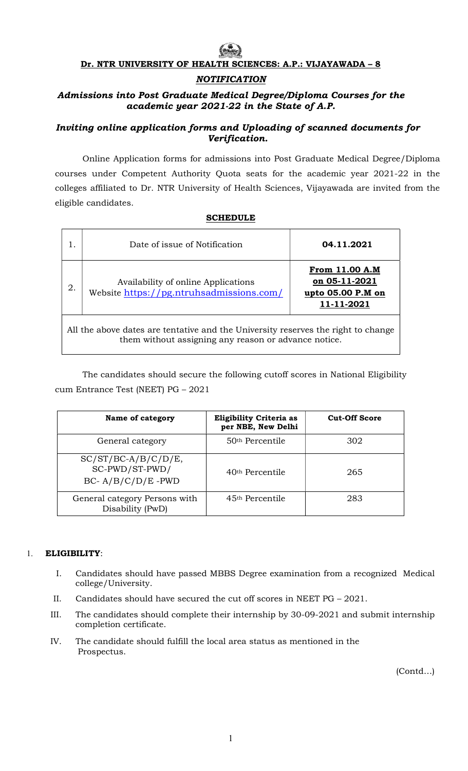**Dr. NTR UNIVERSITY OF HEALTH SCIENCES: A.P.: VIJAYAWADA – 8**

***NOTIFICATION***

***Admissions into Post Graduate Medical Degree/Diploma Courses for the academic year 2021-22 in the State of A.P.***

***Inviting online application forms and Uploading of scanned documents for Verification.***

Online Application forms for admissions into Post Graduate Medical Degree/Diploma courses under Competent Authority Quota seats for the academic year 2021-22 in the colleges affiliated to Dr. NTR University of Health Sciences, Vijayawada are invited from the eligible candidates.

**SCHEDULE**

| | | |
|---|---|---|
| 1. | Date of issue of Notification | **04.11.2021** |
| 2. | Availability of online Applications Website https://pg.ntruhsadmissions.com/ | **From 11.00 A.M on 05-11-2021 upto 05.00 P.M on 11-11-2021** |
| All the above dates are tentative and the University reserves the right to change them without assigning any reason or advance notice. | | |

The candidates should secure the following cutoff scores in National Eligibility cum Entrance Test (NEET) PG – 2021

| Name of category | Eligibility Criteria as per NBE, New Delhi | Cut-Off Score |
|---|---|---|
| General category | 50th Percentile | 302 |
| SC/ST/BC-A/B/C/D/E, SC-PWD/ST-PWD/ BC- A/B/C/D/E -PWD | 40th Percentile | 265 |
| General category Persons with Disability (PwD) | 45th Percentile | 283 |

1. **ELIGIBILITY**:

   I. Candidates should have passed MBBS Degree examination from a recognized Medical college/University.

   II. Candidates should have secured the cut off scores in NEET PG – 2021.

   III. The candidates should complete their internship by 30-09-2021 and submit internship completion certificate.

   IV. The candidate should fulfill the local area status as mentioned in the Prospectus.

(Contd…)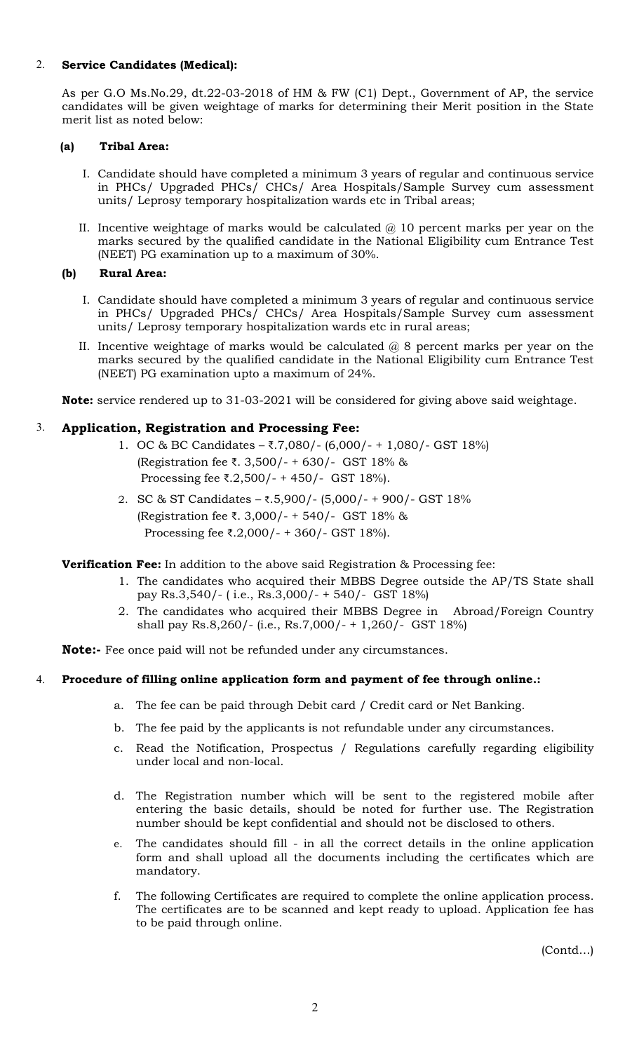2. **Service Candidates (Medical):**

As per G.O Ms.No.29, dt.22-03-2018 of HM & FW (C1) Dept., Government of AP, the service candidates will be given weightage of marks for determining their Merit position in the State merit list as noted below:

**(a) Tribal Area:**

I. Candidate should have completed a minimum 3 years of regular and continuous service in PHCs/ Upgraded PHCs/ CHCs/ Area Hospitals/Sample Survey cum assessment units/ Leprosy temporary hospitalization wards etc in Tribal areas;

II. Incentive weightage of marks would be calculated @ 10 percent marks per year on the marks secured by the qualified candidate in the National Eligibility cum Entrance Test (NEET) PG examination up to a maximum of 30%.

**(b) Rural Area:**

I. Candidate should have completed a minimum 3 years of regular and continuous service in PHCs/ Upgraded PHCs/ CHCs/ Area Hospitals/Sample Survey cum assessment units/ Leprosy temporary hospitalization wards etc in rural areas;

II. Incentive weightage of marks would be calculated @ 8 percent marks per year on the marks secured by the qualified candidate in the National Eligibility cum Entrance Test (NEET) PG examination upto a maximum of 24%.

**Note:** service rendered up to 31-03-2021 will be considered for giving above said weightage.

3. **Application, Registration and Processing Fee:**

1. OC & BC Candidates – ₹.7,080/- (6,000/- + 1,080/- GST 18%) (Registration fee ₹. 3,500/- + 630/- GST 18% & Processing fee ₹.2,500/- + 450/- GST 18%).
2. SC & ST Candidates – ₹.5,900/- (5,000/- + 900/- GST 18% (Registration fee ₹. 3,000/- + 540/- GST 18% & Processing fee ₹.2,000/- + 360/- GST 18%).

**Verification Fee:** In addition to the above said Registration & Processing fee:

1. The candidates who acquired their MBBS Degree outside the AP/TS State shall pay Rs.3,540/- ( i.e., Rs.3,000/- + 540/- GST 18%)
2. The candidates who acquired their MBBS Degree in Abroad/Foreign Country shall pay Rs.8,260/- (i.e., Rs.7,000/- + 1,260/- GST 18%)

**Note:-** Fee once paid will not be refunded under any circumstances.

4. **Procedure of filling online application form and payment of fee through online.:**

a. The fee can be paid through Debit card / Credit card or Net Banking.

b. The fee paid by the applicants is not refundable under any circumstances.

c. Read the Notification, Prospectus / Regulations carefully regarding eligibility under local and non-local.

d. The Registration number which will be sent to the registered mobile after entering the basic details, should be noted for further use. The Registration number should be kept confidential and should not be disclosed to others.

e. The candidates should fill - in all the correct details in the online application form and shall upload all the documents including the certificates which are mandatory.

f. The following Certificates are required to complete the online application process. The certificates are to be scanned and kept ready to upload. Application fee has to be paid through online.

(Contd…)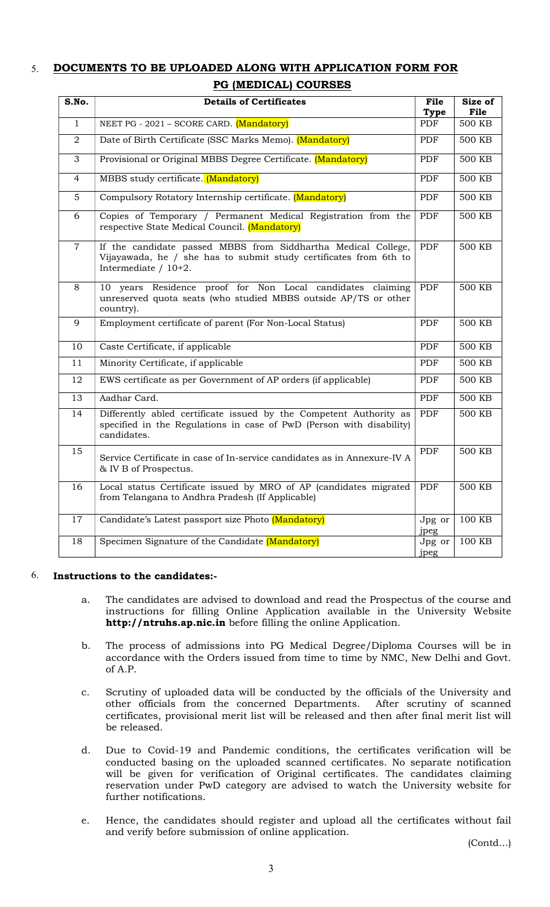## 5. DOCUMENTS TO BE UPLOADED ALONG WITH APPLICATION FORM FOR PG (MEDICAL) COURSES

| S.No. | Details of Certificates | File Type | Size of File |
|---|---|---|---|
| 1 | NEET PG - 2021 – SCORE CARD. (Mandatory) | PDF | 500 KB |
| 2 | Date of Birth Certificate (SSC Marks Memo). (Mandatory) | PDF | 500 KB |
| 3 | Provisional or Original MBBS Degree Certificate. (Mandatory) | PDF | 500 KB |
| 4 | MBBS study certificate. (Mandatory) | PDF | 500 KB |
| 5 | Compulsory Rotatory Internship certificate. (Mandatory) | PDF | 500 KB |
| 6 | Copies of Temporary / Permanent Medical Registration from the respective State Medical Council. (Mandatory) | PDF | 500 KB |
| 7 | If the candidate passed MBBS from Siddhartha Medical College, Vijayawada, he / she has to submit study certificates from 6th to Intermediate / 10+2. | PDF | 500 KB |
| 8 | 10 years Residence proof for Non Local candidates claiming unreserved quota seats (who studied MBBS outside AP/TS or other country). | PDF | 500 KB |
| 9 | Employment certificate of parent (For Non-Local Status) | PDF | 500 KB |
| 10 | Caste Certificate, if applicable | PDF | 500 KB |
| 11 | Minority Certificate, if applicable | PDF | 500 KB |
| 12 | EWS certificate as per Government of AP orders (if applicable) | PDF | 500 KB |
| 13 | Aadhar Card. | PDF | 500 KB |
| 14 | Differently abled certificate issued by the Competent Authority as specified in the Regulations in case of PwD (Person with disability) candidates. | PDF | 500 KB |
| 15 | Service Certificate in case of In-service candidates as in Annexure-IV A & IV B of Prospectus. | PDF | 500 KB |
| 16 | Local status Certificate issued by MRO of AP (candidates migrated from Telangana to Andhra Pradesh (If Applicable) | PDF | 500 KB |
| 17 | Candidate's Latest passport size Photo (Mandatory) | Jpg or jpeg | 100 KB |
| 18 | Specimen Signature of the Candidate (Mandatory) | Jpg or jpeg | 100 KB |

## 6. Instructions to the candidates:-

a. The candidates are advised to download and read the Prospectus of the course and instructions for filling Online Application available in the University Website **http://ntruhs.ap.nic.in** before filling the online Application.

b. The process of admissions into PG Medical Degree/Diploma Courses will be in accordance with the Orders issued from time to time by NMC, New Delhi and Govt. of A.P.

c. Scrutiny of uploaded data will be conducted by the officials of the University and other officials from the concerned Departments. After scrutiny of scanned certificates, provisional merit list will be released and then after final merit list will be released.

d. Due to Covid-19 and Pandemic conditions, the certificates verification will be conducted basing on the uploaded scanned certificates. No separate notification will be given for verification of Original certificates. The candidates claiming reservation under PwD category are advised to watch the University website for further notifications.

e. Hence, the candidates should register and upload all the certificates without fail and verify before submission of online application.

(Contd…)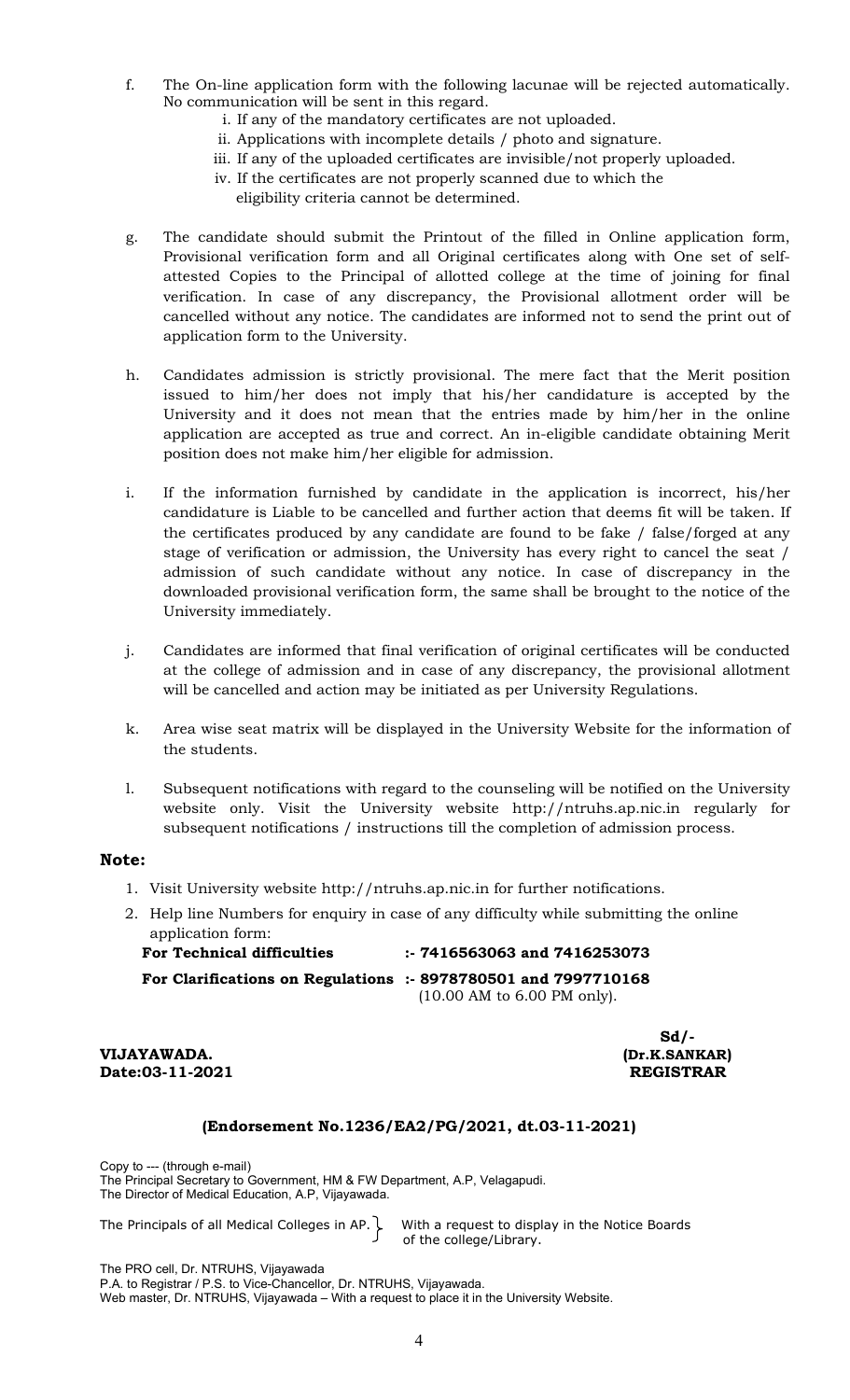f. The On-line application form with the following lacunae will be rejected automatically. No communication will be sent in this regard.
   i. If any of the mandatory certificates are not uploaded.
   ii. Applications with incomplete details / photo and signature.
   iii. If any of the uploaded certificates are invisible/not properly uploaded.
   iv. If the certificates are not properly scanned due to which the eligibility criteria cannot be determined.

g. The candidate should submit the Printout of the filled in Online application form, Provisional verification form and all Original certificates along with One set of self-attested Copies to the Principal of allotted college at the time of joining for final verification. In case of any discrepancy, the Provisional allotment order will be cancelled without any notice. The candidates are informed not to send the print out of application form to the University.

h. Candidates admission is strictly provisional. The mere fact that the Merit position issued to him/her does not imply that his/her candidature is accepted by the University and it does not mean that the entries made by him/her in the online application are accepted as true and correct. An in-eligible candidate obtaining Merit position does not make him/her eligible for admission.

i. If the information furnished by candidate in the application is incorrect, his/her candidature is Liable to be cancelled and further action that deems fit will be taken. If the certificates produced by any candidate are found to be fake / false/forged at any stage of verification or admission, the University has every right to cancel the seat / admission of such candidate without any notice. In case of discrepancy in the downloaded provisional verification form, the same shall be brought to the notice of the University immediately.

j. Candidates are informed that final verification of original certificates will be conducted at the college of admission and in case of any discrepancy, the provisional allotment will be cancelled and action may be initiated as per University Regulations.

k. Area wise seat matrix will be displayed in the University Website for the information of the students.

l. Subsequent notifications with regard to the counseling will be notified on the University website only. Visit the University website http://ntruhs.ap.nic.in regularly for subsequent notifications / instructions till the completion of admission process.

**Note:**

1. Visit University website http://ntruhs.ap.nic.in for further notifications.
2. Help line Numbers for enquiry in case of any difficulty while submitting the online application form:

   **For Technical difficulties :- 7416563063 and 7416253073**

   **For Clarifications on Regulations :- 8978780501 and 7997710168**
   (10.00 AM to 6.00 PM only).

**Sd/-**
**(Dr.K.SANKAR)**
**REGISTRAR**

**VIJAYAWADA.**
**Date:03-11-2021**

**(Endorsement No.1236/EA2/PG/2021, dt.03-11-2021)**

Copy to --- (through e-mail)
The Principal Secretary to Government, HM & FW Department, A.P, Velagapudi.
The Director of Medical Education, A.P, Vijayawada.

The Principals of all Medical Colleges in AP. } With a request to display in the Notice Boards of the college/Library.

The PRO cell, Dr. NTRUHS, Vijayawada
P.A. to Registrar / P.S. to Vice-Chancellor, Dr. NTRUHS, Vijayawada.
Web master, Dr. NTRUHS, Vijayawada – With a request to place it in the University Website.